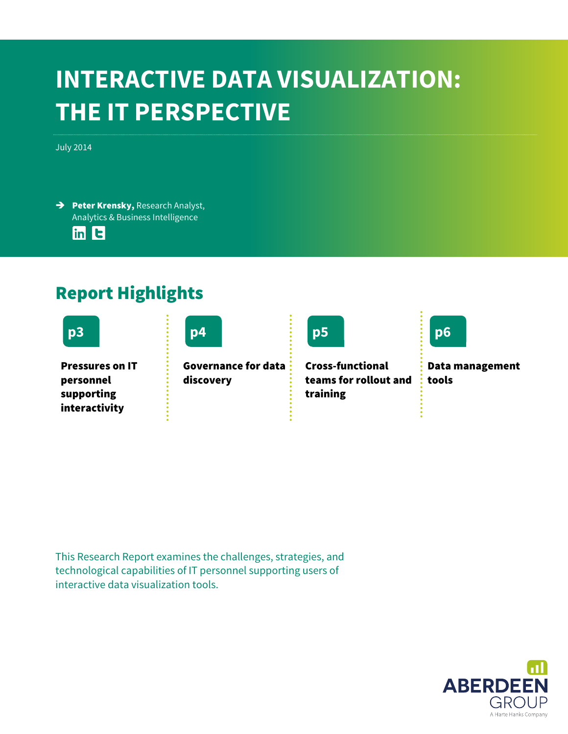# INTERACTIVE DATA VISUALIZATION: THE IT PERSPECTIVE

July 2014

➔ **Peter Krensky,** Research Analyst, Analytics & Business Intelligence

## Report Highlights

**p3**

**Pressures on IT personnel supporting interactivity**

**p4**

**Governance for data discovery**

**p5**

**Cross-functional teams for rollout and training**

**p6**

**Data management tools**

This Research Report examines the challenges, strategies, and technological capabilities of IT personnel supporting users of interactive data visualization tools.

ABERDEEN GROUP

A Harte Hanks Company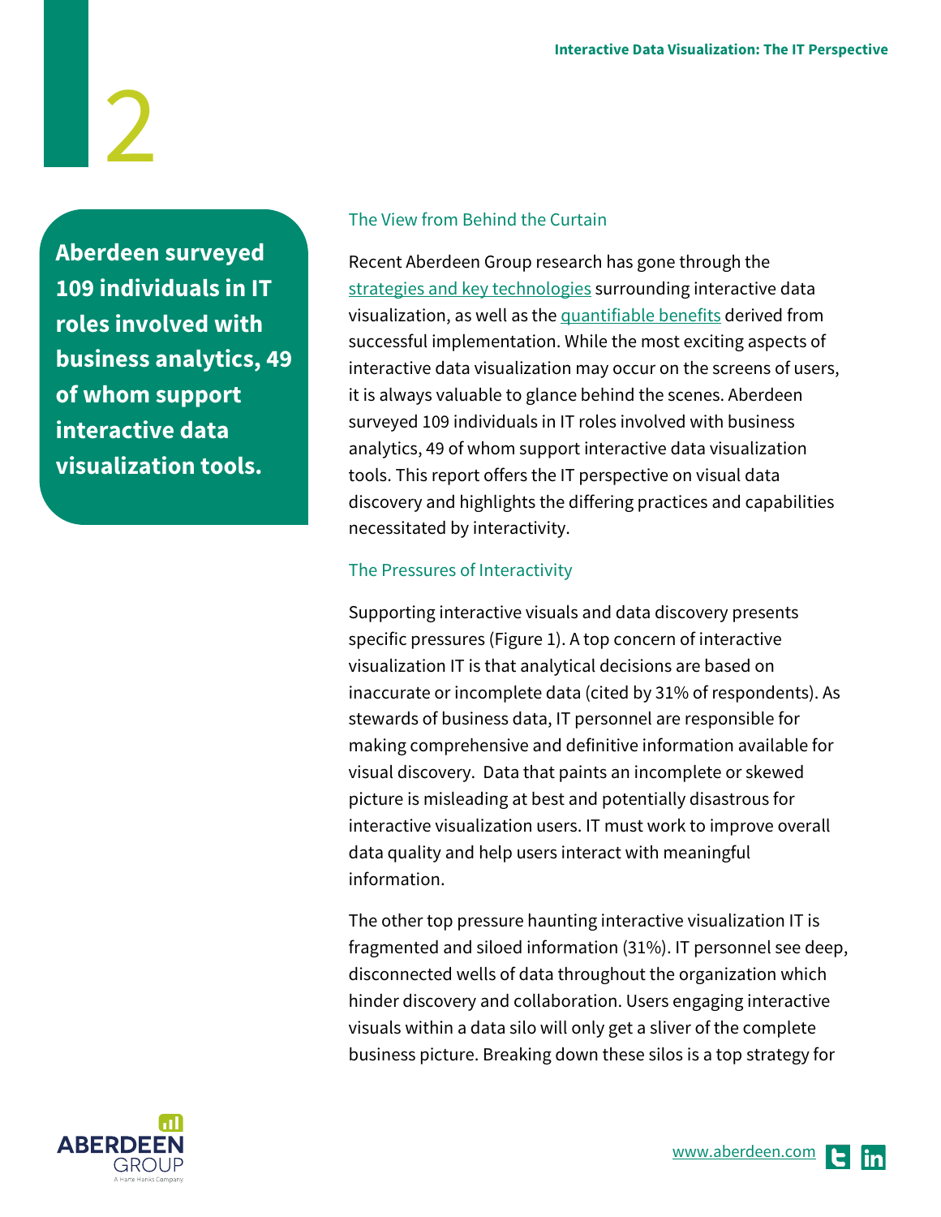**Aberdeen surveyed 109 individuals in IT roles involved with business analytics, 49 of whom support interactive data visualization tools.**

## The View from Behind the Curtain

Recent Aberdeen Group research has gone through the strategies and key technologies surrounding interactive data visualization, as well as the quantifiable benefits derived from successful implementation. While the most exciting aspects of interactive data visualization may occur on the screens of users, it is always valuable to glance behind the scenes. Aberdeen surveyed 109 individuals in IT roles involved with business analytics, 49 of whom support interactive data visualization tools. This report offers the IT perspective on visual data discovery and highlights the differing practices and capabilities necessitated by interactivity.

## The Pressures of Interactivity

Supporting interactive visuals and data discovery presents specific pressures (Figure 1). A top concern of interactive visualization IT is that analytical decisions are based on inaccurate or incomplete data (cited by 31% of respondents). As stewards of business data, IT personnel are responsible for making comprehensive and definitive information available for visual discovery. Data that paints an incomplete or skewed picture is misleading at best and potentially disastrous for interactive visualization users. IT must work to improve overall data quality and help users interact with meaningful information.

The other top pressure haunting interactive visualization IT is fragmented and siloed information (31%). IT personnel see deep, disconnected wells of data throughout the organization which hinder discovery and collaboration. Users engaging interactive visuals within a data silo will only get a sliver of the complete business picture. Breaking down these silos is a top strategy for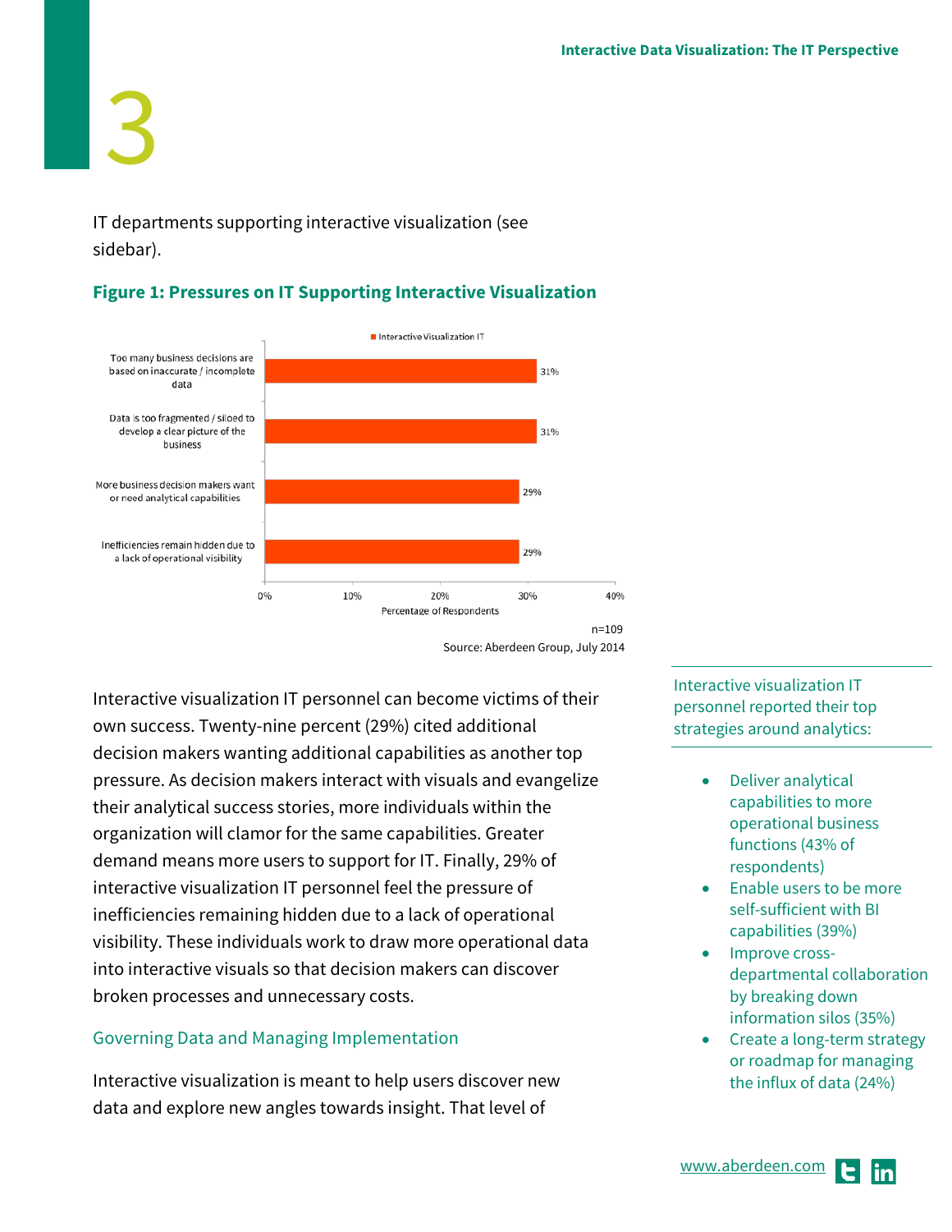IT departments supporting interactive visualization (see sidebar).

**Figure 1: Pressures on IT Supporting Interactive Visualization**

| Pressure | Interactive Visualization IT |
|---|---|
| Too many business decisions are based on inaccurate / incomplete data | 31% |
| Data is too fragmented / siloed to develop a clear picture of the business | 31% |
| More business decision makers want or need analytical capabilities | 29% |
| Inefficiencies remain hidden due to a lack of operational visibility | 29% |

Percentage of Respondents

n=109

Source: Aberdeen Group, July 2014

Interactive visualization IT personnel can become victims of their own success. Twenty-nine percent (29%) cited additional decision makers wanting additional capabilities as another top pressure. As decision makers interact with visuals and evangelize their analytical success stories, more individuals within the organization will clamor for the same capabilities. Greater demand means more users to support for IT. Finally, 29% of interactive visualization IT personnel feel the pressure of inefficiencies remaining hidden due to a lack of operational visibility. These individuals work to draw more operational data into interactive visuals so that decision makers can discover broken processes and unnecessary costs.

## Governing Data and Managing Implementation

Interactive visualization is meant to help users discover new data and explore new angles towards insight. That level of

---

Interactive visualization IT personnel reported their top strategies around analytics:

- Deliver analytical capabilities to more operational business functions (43% of respondents)
- Enable users to be more self-sufficient with BI capabilities (39%)
- Improve cross-departmental collaboration by breaking down information silos (35%)
- Create a long-term strategy or roadmap for managing the influx of data (24%)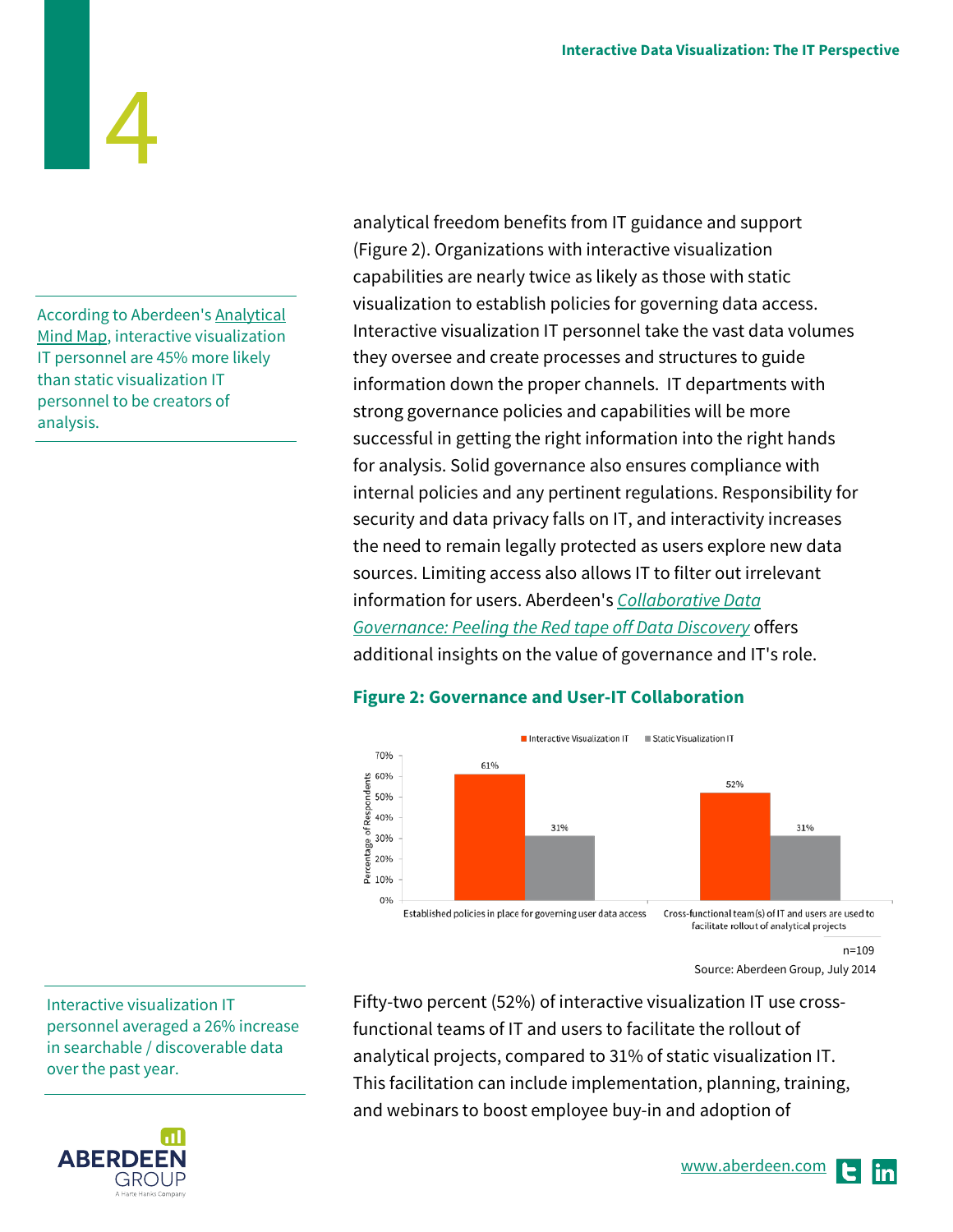According to Aberdeen's Analytical Mind Map, interactive visualization IT personnel are 45% more likely than static visualization IT personnel to be creators of analysis.

analytical freedom benefits from IT guidance and support (Figure 2). Organizations with interactive visualization capabilities are nearly twice as likely as those with static visualization to establish policies for governing data access. Interactive visualization IT personnel take the vast data volumes they oversee and create processes and structures to guide information down the proper channels. IT departments with strong governance policies and capabilities will be more successful in getting the right information into the right hands for analysis. Solid governance also ensures compliance with internal policies and any pertinent regulations. Responsibility for security and data privacy falls on IT, and interactivity increases the need to remain legally protected as users explore new data sources. Limiting access also allows IT to filter out irrelevant information for users. Aberdeen's *Collaborative Data Governance: Peeling the Red tape off Data Discovery* offers additional insights on the value of governance and IT's role.

### Figure 2: Governance and User-IT Collaboration

| Percentage of Respondents | Interactive Visualization IT | Static Visualization IT |
|---|---|---|
| Established policies in place for governing user data access | 61% | 31% |
| Cross-functional team(s) of IT and users are used to facilitate rollout of analytical projects | 52% | 31% |

n=109

Source: Aberdeen Group, July 2014

Interactive visualization IT personnel averaged a 26% increase in searchable / discoverable data over the past year.

Fifty-two percent (52%) of interactive visualization IT use cross-functional teams of IT and users to facilitate the rollout of analytical projects, compared to 31% of static visualization IT. This facilitation can include implementation, planning, training, and webinars to boost employee buy-in and adoption of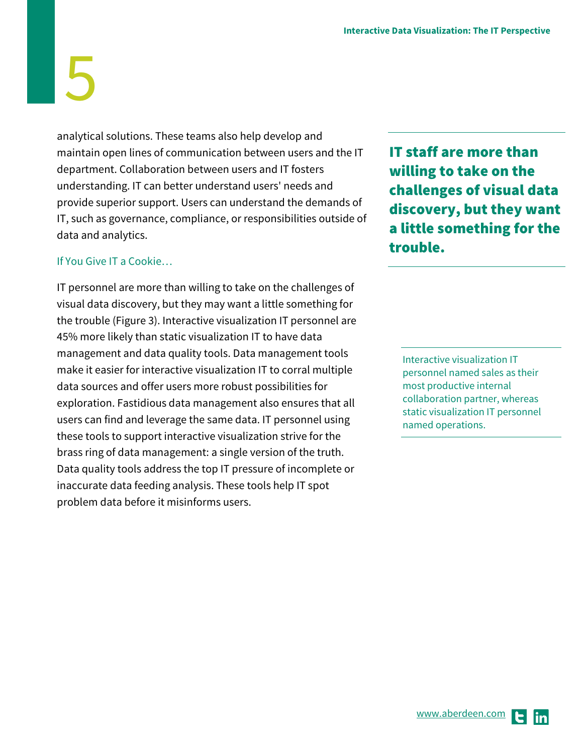analytical solutions. These teams also help develop and maintain open lines of communication between users and the IT department. Collaboration between users and IT fosters understanding. IT can better understand users' needs and provide superior support. Users can understand the demands of IT, such as governance, compliance, or responsibilities outside of data and analytics.

### If You Give IT a Cookie…

IT personnel are more than willing to take on the challenges of visual data discovery, but they may want a little something for the trouble (Figure 3). Interactive visualization IT personnel are 45% more likely than static visualization IT to have data management and data quality tools. Data management tools make it easier for interactive visualization IT to corral multiple data sources and offer users more robust possibilities for exploration. Fastidious data management also ensures that all users can find and leverage the same data. IT personnel using these tools to support interactive visualization strive for the brass ring of data management: a single version of the truth. Data quality tools address the top IT pressure of incomplete or inaccurate data feeding analysis. These tools help IT spot problem data before it misinforms users.

**IT staff are more than willing to take on the challenges of visual data discovery, but they want a little something for the trouble.**

Interactive visualization IT personnel named sales as their most productive internal collaboration partner, whereas static visualization IT personnel named operations.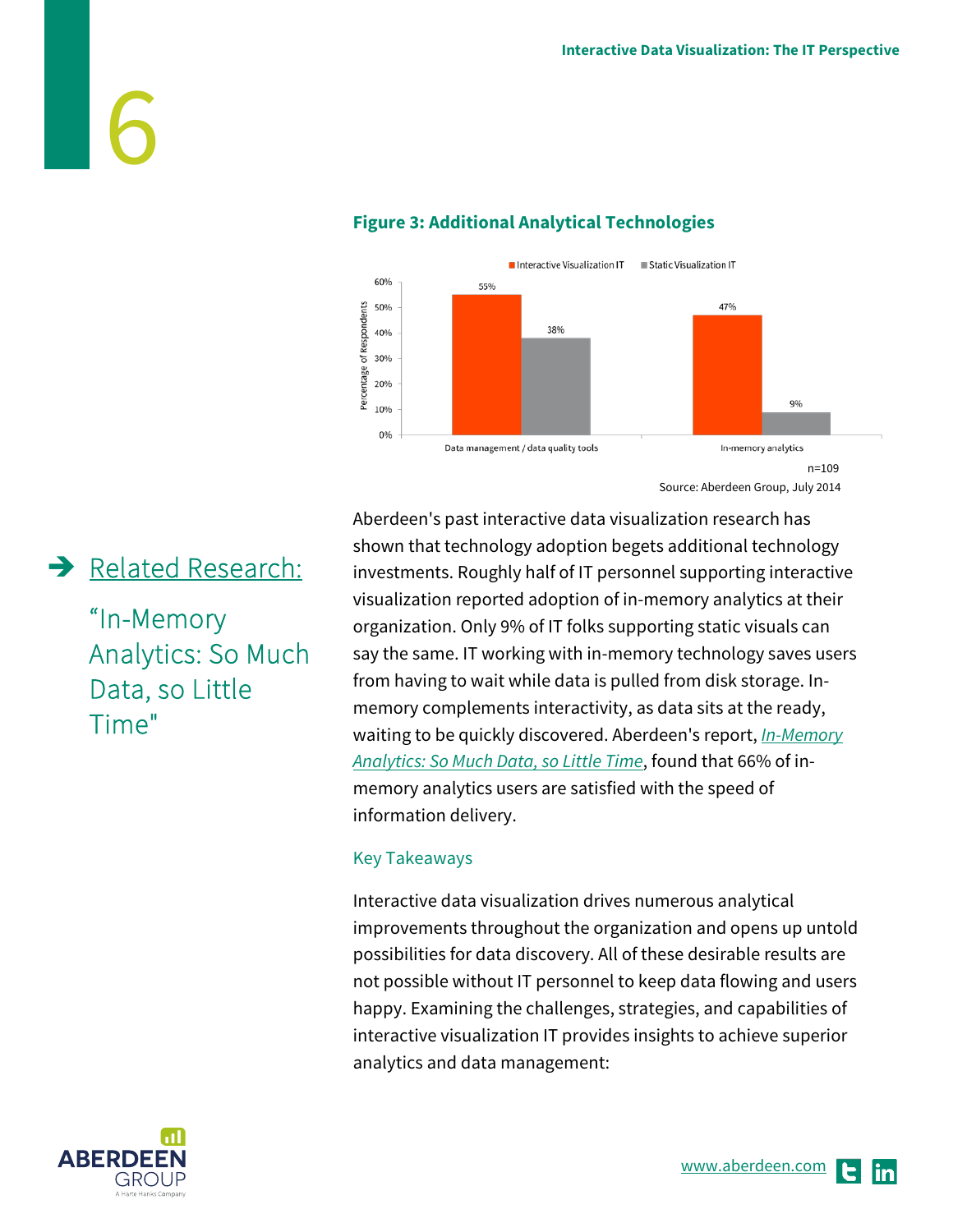**Figure 3: Additional Analytical Technologies**

| | Interactive Visualization IT | Static Visualization IT |
|---|---|---|
| Data management / data quality tools | 55% | 38% |
| In-memory analytics | 47% | 9% |

n=109

Source: Aberdeen Group, July 2014

➔ Related Research:

"In-Memory Analytics: So Much Data, so Little Time"

Aberdeen's past interactive data visualization research has shown that technology adoption begets additional technology investments. Roughly half of IT personnel supporting interactive visualization reported adoption of in-memory analytics at their organization. Only 9% of IT folks supporting static visuals can say the same. IT working with in-memory technology saves users from having to wait while data is pulled from disk storage. In-memory complements interactivity, as data sits at the ready, waiting to be quickly discovered. Aberdeen's report, *In-Memory Analytics: So Much Data, so Little Time*, found that 66% of in-memory analytics users are satisfied with the speed of information delivery.

## Key Takeaways

Interactive data visualization drives numerous analytical improvements throughout the organization and opens up untold possibilities for data discovery. All of these desirable results are not possible without IT personnel to keep data flowing and users happy. Examining the challenges, strategies, and capabilities of interactive visualization IT provides insights to achieve superior analytics and data management: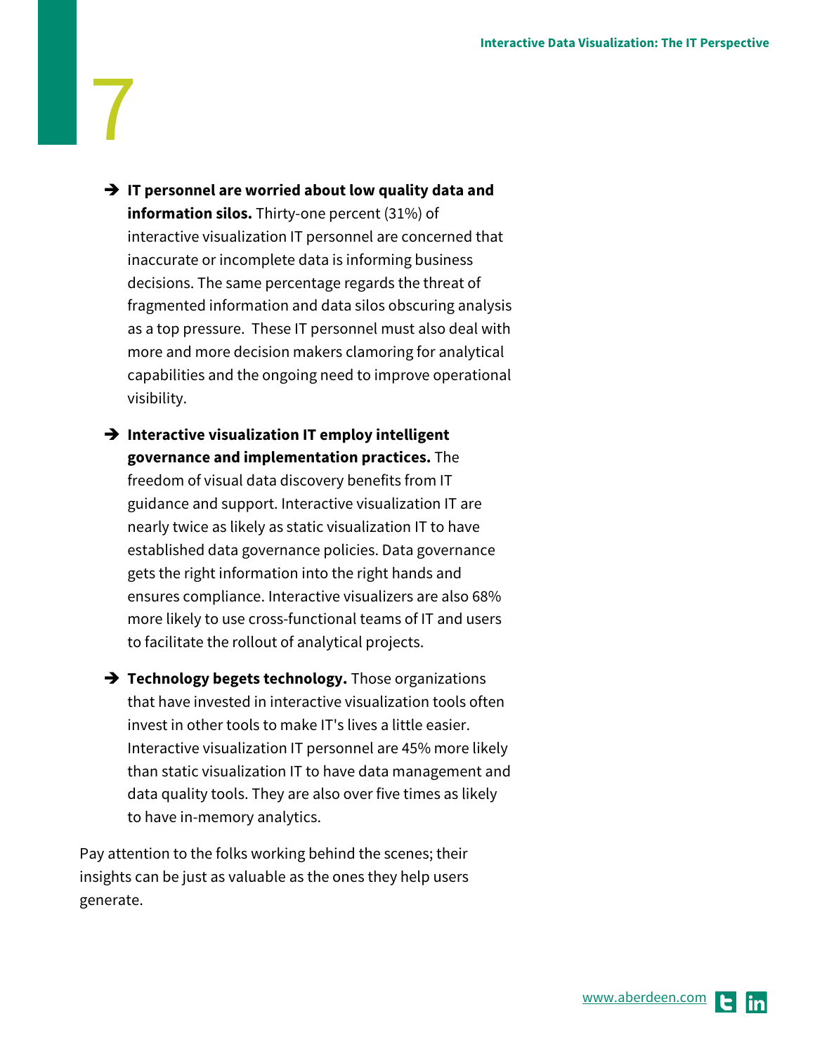- **IT personnel are worried about low quality data and information silos.** Thirty-one percent (31%) of interactive visualization IT personnel are concerned that inaccurate or incomplete data is informing business decisions. The same percentage regards the threat of fragmented information and data silos obscuring analysis as a top pressure. These IT personnel must also deal with more and more decision makers clamoring for analytical capabilities and the ongoing need to improve operational visibility.

- **Interactive visualization IT employ intelligent governance and implementation practices.** The freedom of visual data discovery benefits from IT guidance and support. Interactive visualization IT are nearly twice as likely as static visualization IT to have established data governance policies. Data governance gets the right information into the right hands and ensures compliance. Interactive visualizers are also 68% more likely to use cross-functional teams of IT and users to facilitate the rollout of analytical projects.

- **Technology begets technology.** Those organizations that have invested in interactive visualization tools often invest in other tools to make IT's lives a little easier. Interactive visualization IT personnel are 45% more likely than static visualization IT to have data management and data quality tools. They are also over five times as likely to have in-memory analytics.

Pay attention to the folks working behind the scenes; their insights can be just as valuable as the ones they help users generate.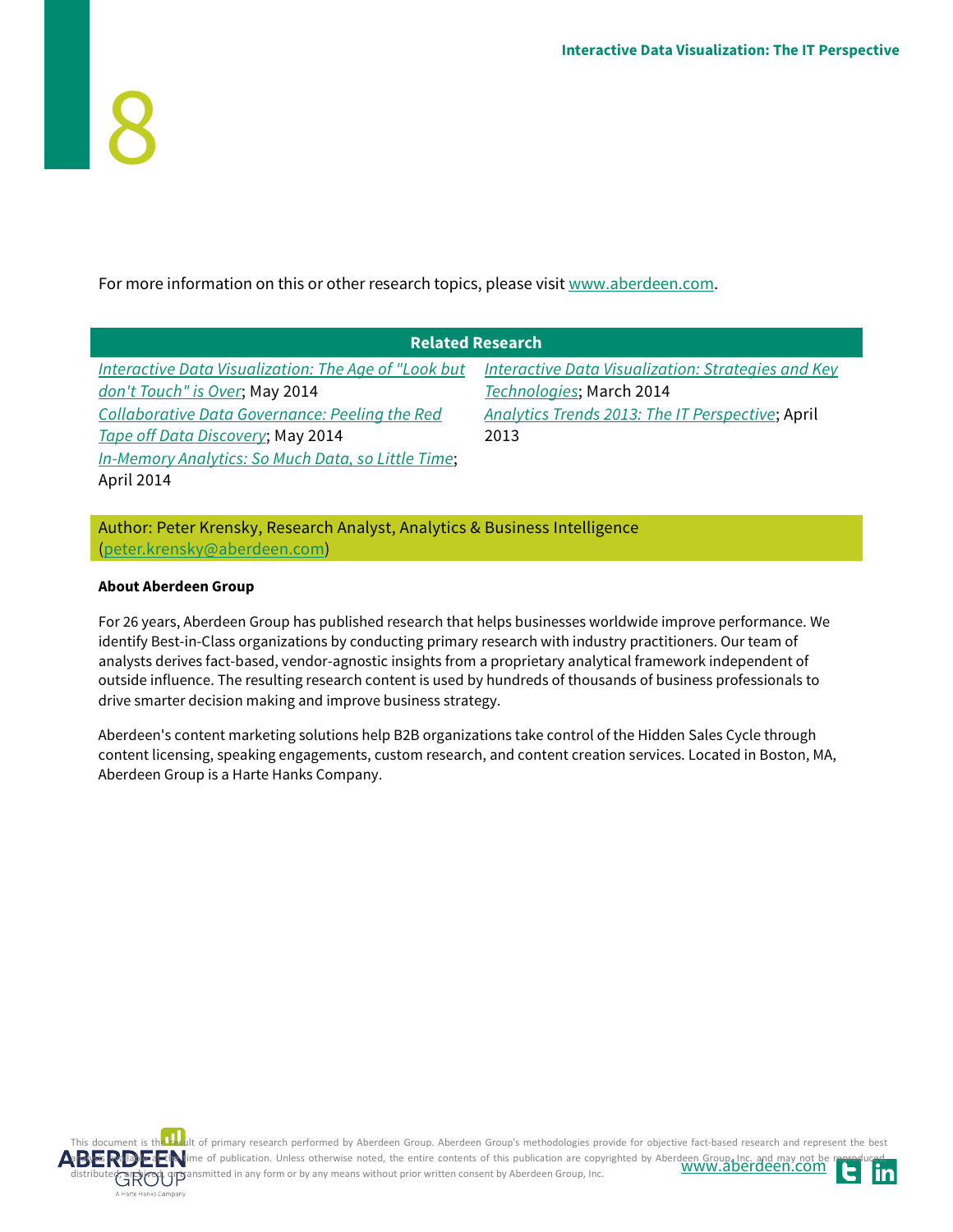For more information on this or other research topics, please visit www.aberdeen.com.

**Related Research**

*Interactive Data Visualization: The Age of "Look but don't Touch" is Over*; May 2014
*Collaborative Data Governance: Peeling the Red Tape off Data Discovery*; May 2014
*In-Memory Analytics: So Much Data, so Little Time*; April 2014
*Interactive Data Visualization: Strategies and Key Technologies*; March 2014
*Analytics Trends 2013: The IT Perspective*; April 2013

Author: Peter Krensky, Research Analyst, Analytics & Business Intelligence (peter.krensky@aberdeen.com)

**About Aberdeen Group**

For 26 years, Aberdeen Group has published research that helps businesses worldwide improve performance. We identify Best-in-Class organizations by conducting primary research with industry practitioners. Our team of analysts derives fact-based, vendor-agnostic insights from a proprietary analytical framework independent of outside influence. The resulting research content is used by hundreds of thousands of business professionals to drive smarter decision making and improve business strategy.

Aberdeen's content marketing solutions help B2B organizations take control of the Hidden Sales Cycle through content licensing, speaking engagements, custom research, and content creation services. Located in Boston, MA, Aberdeen Group is a Harte Hanks Company.

This document is the result of primary research performed by Aberdeen Group. Aberdeen Group's methodologies provide for objective fact-based research and represent the best analysis available at the time of publication. Unless otherwise noted, the entire contents of this publication are copyrighted by Aberdeen Group, Inc. and may not be reproduced, distributed, archived, or transmitted in any form or by any means without prior written consent by Aberdeen Group, Inc.